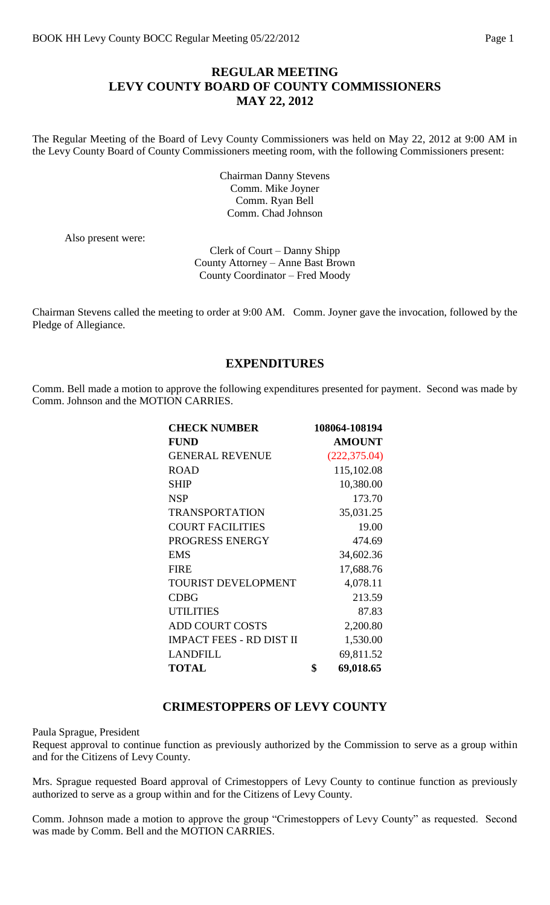# REGULAR MEETING
# LEVY COUNTY BOARD OF COUNTY COMMISSIONERS
# MAY 22, 2012

The Regular Meeting of the Board of Levy County Commissioners was held on May 22, 2012 at 9:00 AM in the Levy County Board of County Commissioners meeting room, with the following Commissioners present:

Chairman Danny Stevens
Comm. Mike Joyner
Comm. Ryan Bell
Comm. Chad Johnson

Also present were:

Clerk of Court – Danny Shipp
County Attorney – Anne Bast Brown
County Coordinator – Fred Moody

Chairman Stevens called the meeting to order at 9:00 AM. Comm. Joyner gave the invocation, followed by the Pledge of Allegiance.

## EXPENDITURES

Comm. Bell made a motion to approve the following expenditures presented for payment. Second was made by Comm. Johnson and the MOTION CARRIES.

| CHECK NUMBER | 108064-108194 |
|---|---|
| **FUND** | **AMOUNT** |
| GENERAL REVENUE | (222,375.04) |
| ROAD | 115,102.08 |
| SHIP | 10,380.00 |
| NSP | 173.70 |
| TRANSPORTATION | 35,031.25 |
| COURT FACILITIES | 19.00 |
| PROGRESS ENERGY | 474.69 |
| EMS | 34,602.36 |
| FIRE | 17,688.76 |
| TOURIST DEVELOPMENT | 4,078.11 |
| CDBG | 213.59 |
| UTILITIES | 87.83 |
| ADD COURT COSTS | 2,200.80 |
| IMPACT FEES - RD DIST II | 1,530.00 |
| LANDFILL | 69,811.52 |
| **TOTAL** | **$ 69,018.65** |

## CRIMESTOPPERS OF LEVY COUNTY

Paula Sprague, President

Request approval to continue function as previously authorized by the Commission to serve as a group within and for the Citizens of Levy County.

Mrs. Sprague requested Board approval of Crimestoppers of Levy County to continue function as previously authorized to serve as a group within and for the Citizens of Levy County.

Comm. Johnson made a motion to approve the group "Crimestoppers of Levy County" as requested. Second was made by Comm. Bell and the MOTION CARRIES.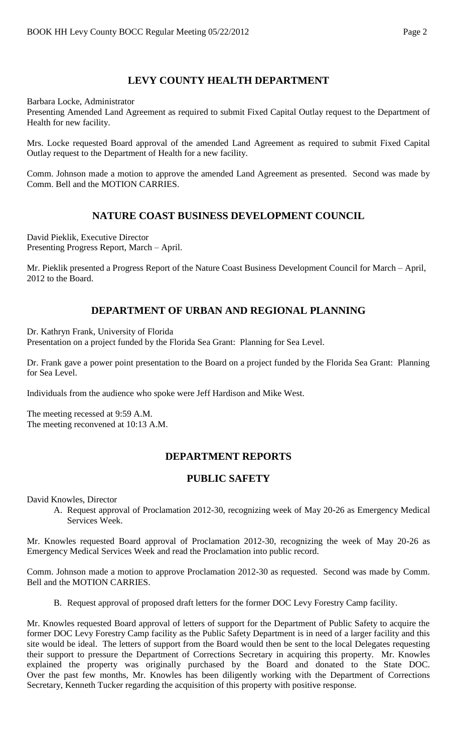## LEVY COUNTY HEALTH DEPARTMENT

Barbara Locke, Administrator
Presenting Amended Land Agreement as required to submit Fixed Capital Outlay request to the Department of Health for new facility.

Mrs. Locke requested Board approval of the amended Land Agreement as required to submit Fixed Capital Outlay request to the Department of Health for a new facility.

Comm. Johnson made a motion to approve the amended Land Agreement as presented. Second was made by Comm. Bell and the MOTION CARRIES.

## NATURE COAST BUSINESS DEVELOPMENT COUNCIL

David Pieklik, Executive Director
Presenting Progress Report, March – April.

Mr. Pieklik presented a Progress Report of the Nature Coast Business Development Council for March – April, 2012 to the Board.

## DEPARTMENT OF URBAN AND REGIONAL PLANNING

Dr. Kathryn Frank, University of Florida
Presentation on a project funded by the Florida Sea Grant: Planning for Sea Level.

Dr. Frank gave a power point presentation to the Board on a project funded by the Florida Sea Grant: Planning for Sea Level.

Individuals from the audience who spoke were Jeff Hardison and Mike West.

The meeting recessed at 9:59 A.M.
The meeting reconvened at 10:13 A.M.

## DEPARTMENT REPORTS

## PUBLIC SAFETY

David Knowles, Director

A. Request approval of Proclamation 2012-30, recognizing week of May 20-26 as Emergency Medical Services Week.

Mr. Knowles requested Board approval of Proclamation 2012-30, recognizing the week of May 20-26 as Emergency Medical Services Week and read the Proclamation into public record.

Comm. Johnson made a motion to approve Proclamation 2012-30 as requested. Second was made by Comm. Bell and the MOTION CARRIES.

B. Request approval of proposed draft letters for the former DOC Levy Forestry Camp facility.

Mr. Knowles requested Board approval of letters of support for the Department of Public Safety to acquire the former DOC Levy Forestry Camp facility as the Public Safety Department is in need of a larger facility and this site would be ideal. The letters of support from the Board would then be sent to the local Delegates requesting their support to pressure the Department of Corrections Secretary in acquiring this property. Mr. Knowles explained the property was originally purchased by the Board and donated to the State DOC. Over the past few months, Mr. Knowles has been diligently working with the Department of Corrections Secretary, Kenneth Tucker regarding the acquisition of this property with positive response.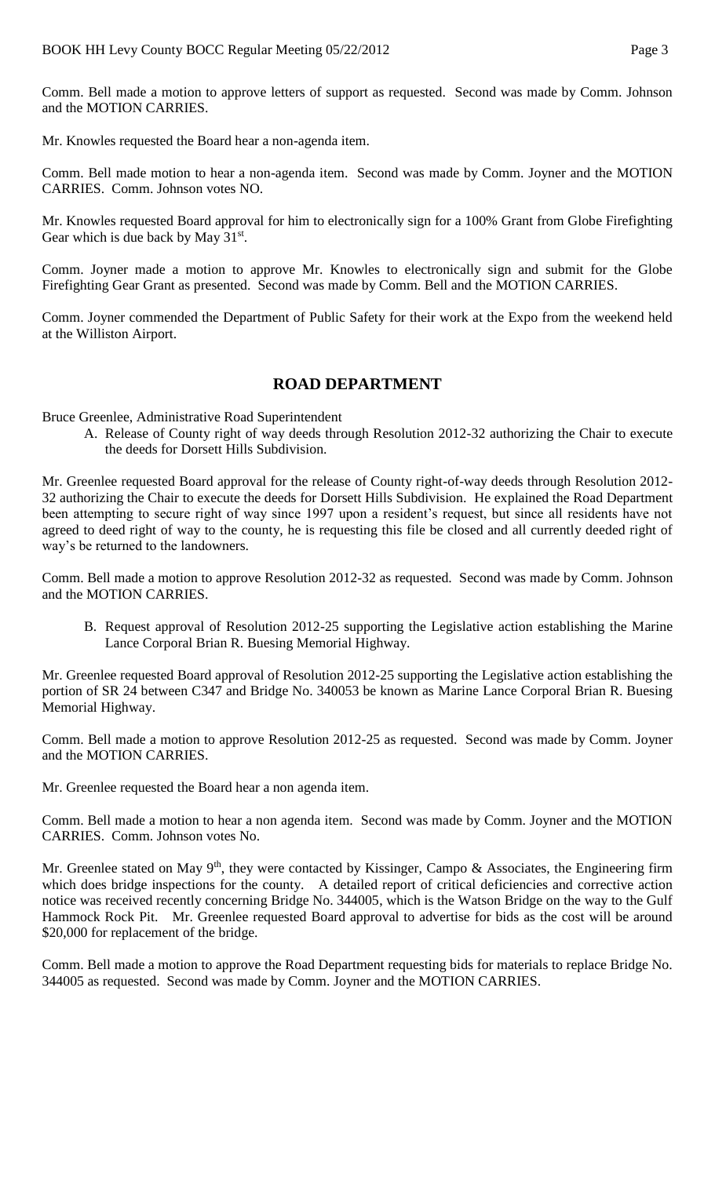Comm. Bell made a motion to approve letters of support as requested. Second was made by Comm. Johnson and the MOTION CARRIES.

Mr. Knowles requested the Board hear a non-agenda item.

Comm. Bell made motion to hear a non-agenda item. Second was made by Comm. Joyner and the MOTION CARRIES. Comm. Johnson votes NO.

Mr. Knowles requested Board approval for him to electronically sign for a 100% Grant from Globe Firefighting Gear which is due back by May 31st.

Comm. Joyner made a motion to approve Mr. Knowles to electronically sign and submit for the Globe Firefighting Gear Grant as presented. Second was made by Comm. Bell and the MOTION CARRIES.

Comm. Joyner commended the Department of Public Safety for their work at the Expo from the weekend held at the Williston Airport.

## ROAD DEPARTMENT

Bruce Greenlee, Administrative Road Superintendent

A. Release of County right of way deeds through Resolution 2012-32 authorizing the Chair to execute the deeds for Dorsett Hills Subdivision.

Mr. Greenlee requested Board approval for the release of County right-of-way deeds through Resolution 2012-32 authorizing the Chair to execute the deeds for Dorsett Hills Subdivision. He explained the Road Department been attempting to secure right of way since 1997 upon a resident's request, but since all residents have not agreed to deed right of way to the county, he is requesting this file be closed and all currently deeded right of way's be returned to the landowners.

Comm. Bell made a motion to approve Resolution 2012-32 as requested. Second was made by Comm. Johnson and the MOTION CARRIES.

B. Request approval of Resolution 2012-25 supporting the Legislative action establishing the Marine Lance Corporal Brian R. Buesing Memorial Highway.

Mr. Greenlee requested Board approval of Resolution 2012-25 supporting the Legislative action establishing the portion of SR 24 between C347 and Bridge No. 340053 be known as Marine Lance Corporal Brian R. Buesing Memorial Highway.

Comm. Bell made a motion to approve Resolution 2012-25 as requested. Second was made by Comm. Joyner and the MOTION CARRIES.

Mr. Greenlee requested the Board hear a non agenda item.

Comm. Bell made a motion to hear a non agenda item. Second was made by Comm. Joyner and the MOTION CARRIES. Comm. Johnson votes No.

Mr. Greenlee stated on May 9th, they were contacted by Kissinger, Campo & Associates, the Engineering firm which does bridge inspections for the county. A detailed report of critical deficiencies and corrective action notice was received recently concerning Bridge No. 344005, which is the Watson Bridge on the way to the Gulf Hammock Rock Pit. Mr. Greenlee requested Board approval to advertise for bids as the cost will be around $20,000 for replacement of the bridge.

Comm. Bell made a motion to approve the Road Department requesting bids for materials to replace Bridge No. 344005 as requested. Second was made by Comm. Joyner and the MOTION CARRIES.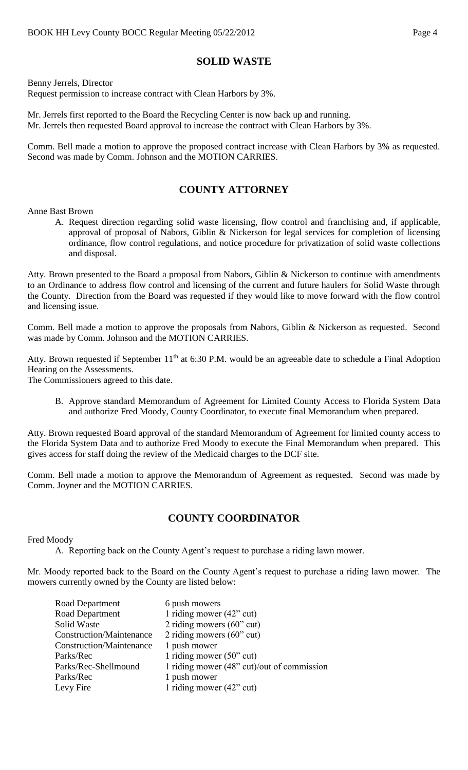## SOLID WASTE

Benny Jerrels, Director
Request permission to increase contract with Clean Harbors by 3%.

Mr. Jerrels first reported to the Board the Recycling Center is now back up and running.
Mr. Jerrels then requested Board approval to increase the contract with Clean Harbors by 3%.

Comm. Bell made a motion to approve the proposed contract increase with Clean Harbors by 3% as requested. Second was made by Comm. Johnson and the MOTION CARRIES.

## COUNTY ATTORNEY

Anne Bast Brown

A. Request direction regarding solid waste licensing, flow control and franchising and, if applicable, approval of proposal of Nabors, Giblin & Nickerson for legal services for completion of licensing ordinance, flow control regulations, and notice procedure for privatization of solid waste collections and disposal.

Atty. Brown presented to the Board a proposal from Nabors, Giblin & Nickerson to continue with amendments to an Ordinance to address flow control and licensing of the current and future haulers for Solid Waste through the County. Direction from the Board was requested if they would like to move forward with the flow control and licensing issue.

Comm. Bell made a motion to approve the proposals from Nabors, Giblin & Nickerson as requested. Second was made by Comm. Johnson and the MOTION CARRIES.

Atty. Brown requested if September 11th at 6:30 P.M. would be an agreeable date to schedule a Final Adoption Hearing on the Assessments.
The Commissioners agreed to this date.

B. Approve standard Memorandum of Agreement for Limited County Access to Florida System Data and authorize Fred Moody, County Coordinator, to execute final Memorandum when prepared.

Atty. Brown requested Board approval of the standard Memorandum of Agreement for limited county access to the Florida System Data and to authorize Fred Moody to execute the Final Memorandum when prepared. This gives access for staff doing the review of the Medicaid charges to the DCF site.

Comm. Bell made a motion to approve the Memorandum of Agreement as requested. Second was made by Comm. Joyner and the MOTION CARRIES.

## COUNTY COORDINATOR

Fred Moody

A. Reporting back on the County Agent's request to purchase a riding lawn mower.

Mr. Moody reported back to the Board on the County Agent's request to purchase a riding lawn mower. The mowers currently owned by the County are listed below:

| | |
|---|---|
| Road Department | 6 push mowers |
| Road Department | 1 riding mower (42" cut) |
| Solid Waste | 2 riding mowers (60" cut) |
| Construction/Maintenance | 2 riding mowers (60" cut) |
| Construction/Maintenance | 1 push mower |
| Parks/Rec | 1 riding mower (50" cut) |
| Parks/Rec-Shellmound | 1 riding mower (48" cut)/out of commission |
| Parks/Rec | 1 push mower |
| Levy Fire | 1 riding mower (42" cut) |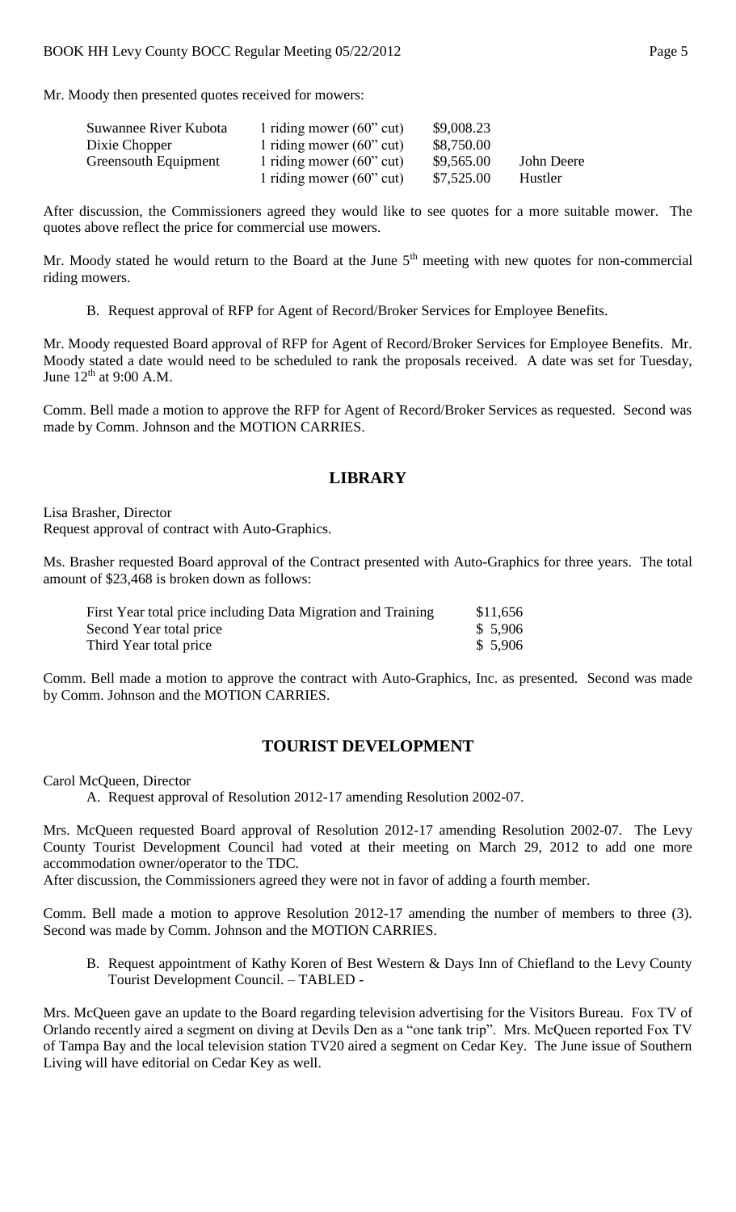Mr. Moody then presented quotes received for mowers:

| | | | |
|---|---|---|---|
| Suwannee River Kubota | 1 riding mower (60" cut) | $9,008.23 | |
| Dixie Chopper | 1 riding mower (60" cut) | $8,750.00 | |
| Greensouth Equipment | 1 riding mower (60" cut) | $9,565.00 | John Deere |
| | 1 riding mower (60" cut) | $7,525.00 | Hustler |

After discussion, the Commissioners agreed they would like to see quotes for a more suitable mower. The quotes above reflect the price for commercial use mowers.

Mr. Moody stated he would return to the Board at the June 5th meeting with new quotes for non-commercial riding mowers.

B. Request approval of RFP for Agent of Record/Broker Services for Employee Benefits.

Mr. Moody requested Board approval of RFP for Agent of Record/Broker Services for Employee Benefits. Mr. Moody stated a date would need to be scheduled to rank the proposals received. A date was set for Tuesday, June 12th at 9:00 A.M.

Comm. Bell made a motion to approve the RFP for Agent of Record/Broker Services as requested. Second was made by Comm. Johnson and the MOTION CARRIES.

## LIBRARY

Lisa Brasher, Director
Request approval of contract with Auto-Graphics.

Ms. Brasher requested Board approval of the Contract presented with Auto-Graphics for three years. The total amount of $23,468 is broken down as follows:

| | |
|---|---|
| First Year total price including Data Migration and Training | $11,656 |
| Second Year total price | $ 5,906 |
| Third Year total price | $ 5,906 |

Comm. Bell made a motion to approve the contract with Auto-Graphics, Inc. as presented. Second was made by Comm. Johnson and the MOTION CARRIES.

## TOURIST DEVELOPMENT

Carol McQueen, Director

A. Request approval of Resolution 2012-17 amending Resolution 2002-07.

Mrs. McQueen requested Board approval of Resolution 2012-17 amending Resolution 2002-07. The Levy County Tourist Development Council had voted at their meeting on March 29, 2012 to add one more accommodation owner/operator to the TDC.
After discussion, the Commissioners agreed they were not in favor of adding a fourth member.

Comm. Bell made a motion to approve Resolution 2012-17 amending the number of members to three (3). Second was made by Comm. Johnson and the MOTION CARRIES.

B. Request appointment of Kathy Koren of Best Western & Days Inn of Chiefland to the Levy County Tourist Development Council. – TABLED -

Mrs. McQueen gave an update to the Board regarding television advertising for the Visitors Bureau. Fox TV of Orlando recently aired a segment on diving at Devils Den as a "one tank trip". Mrs. McQueen reported Fox TV of Tampa Bay and the local television station TV20 aired a segment on Cedar Key. The June issue of Southern Living will have editorial on Cedar Key as well.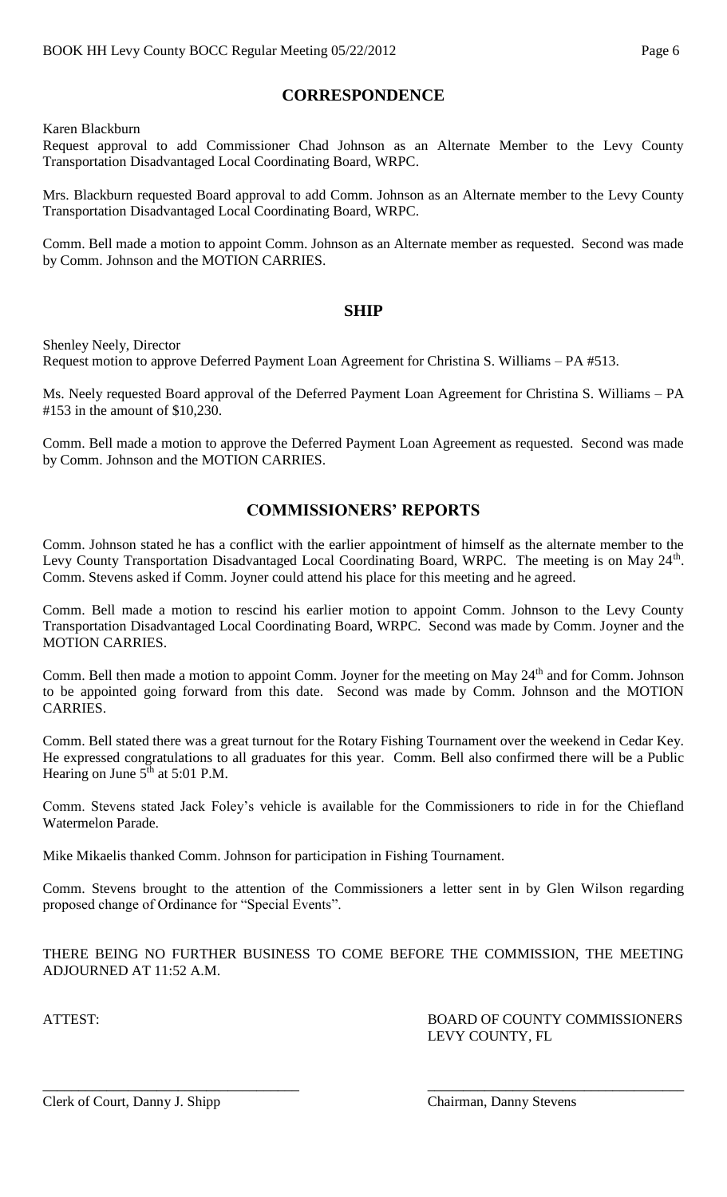## CORRESPONDENCE

Karen Blackburn
Request approval to add Commissioner Chad Johnson as an Alternate Member to the Levy County Transportation Disadvantaged Local Coordinating Board, WRPC.

Mrs. Blackburn requested Board approval to add Comm. Johnson as an Alternate member to the Levy County Transportation Disadvantaged Local Coordinating Board, WRPC.

Comm. Bell made a motion to appoint Comm. Johnson as an Alternate member as requested. Second was made by Comm. Johnson and the MOTION CARRIES.

## SHIP

Shenley Neely, Director
Request motion to approve Deferred Payment Loan Agreement for Christina S. Williams – PA #513.

Ms. Neely requested Board approval of the Deferred Payment Loan Agreement for Christina S. Williams – PA #153 in the amount of $10,230.

Comm. Bell made a motion to approve the Deferred Payment Loan Agreement as requested. Second was made by Comm. Johnson and the MOTION CARRIES.

## COMMISSIONERS' REPORTS

Comm. Johnson stated he has a conflict with the earlier appointment of himself as the alternate member to the Levy County Transportation Disadvantaged Local Coordinating Board, WRPC. The meeting is on May 24th. Comm. Stevens asked if Comm. Joyner could attend his place for this meeting and he agreed.

Comm. Bell made a motion to rescind his earlier motion to appoint Comm. Johnson to the Levy County Transportation Disadvantaged Local Coordinating Board, WRPC. Second was made by Comm. Joyner and the MOTION CARRIES.

Comm. Bell then made a motion to appoint Comm. Joyner for the meeting on May 24th and for Comm. Johnson to be appointed going forward from this date. Second was made by Comm. Johnson and the MOTION CARRIES.

Comm. Bell stated there was a great turnout for the Rotary Fishing Tournament over the weekend in Cedar Key. He expressed congratulations to all graduates for this year. Comm. Bell also confirmed there will be a Public Hearing on June 5th at 5:01 P.M.

Comm. Stevens stated Jack Foley's vehicle is available for the Commissioners to ride in for the Chiefland Watermelon Parade.

Mike Mikaelis thanked Comm. Johnson for participation in Fishing Tournament.

Comm. Stevens brought to the attention of the Commissioners a letter sent in by Glen Wilson regarding proposed change of Ordinance for "Special Events".

THERE BEING NO FURTHER BUSINESS TO COME BEFORE THE COMMISSION, THE MEETING ADJOURNED AT 11:52 A.M.

ATTEST:

BOARD OF COUNTY COMMISSIONERS
LEVY COUNTY, FL

_________________________________
Clerk of Court, Danny J. Shipp

_________________________________
Chairman, Danny Stevens